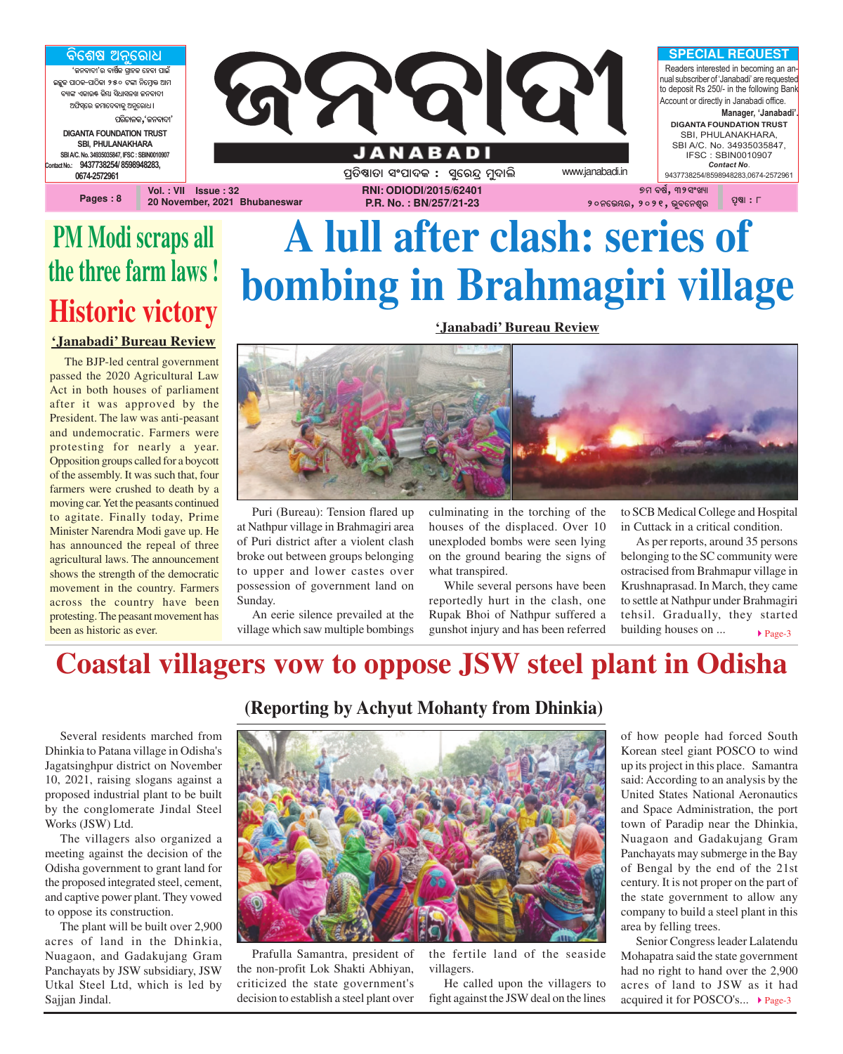# ଜନବାଦୀ

# JANABADI

ପ୍ରତିଷ୍ଠାତା ସଂପାଦକ : ସୁରେନ୍ଦ୍ର ମୁଦାଲି

www.janabadi.in

**ବିଶେଷ ଅନୁରୋଧ**

'ଜନବାଦୀ'ର ବାର୍ଷିକ ଗ୍ରାହକ ହେବା ପାଇଁ ଇଛୁକ ପାଠକ-ପାଠିକା ୨୫୦ ଟଙ୍କା ନିମ୍ନୋକ୍ତ ଆମ ବ୍ୟାଙ୍କ ଏକାଉଣ୍ଟ କିମ୍ବା ସିଧାସଳଖ ଜନବାଦୀ ଅଫିସ୍‌ରେ ଜମାଦେବାକୁ ଅନୁରୋଧ ।

ପରିଚାଳକ, 'ଜନବାଦୀ'

DIGANTA FOUNDATION TRUST
SBI, PHULANAKHARA
SBI A/C. No. 34935035847, IFSC : SBIN0010907
Contact No.: 9437738254/ 8598948283, 0674-2572961

**SPECIAL REQUEST**

Readers interested in becoming an annual subscriber of 'Janabadi' are requested to deposit Rs 250/- in the following Bank Account or directly in Janabadi office.

Manager, 'Janabadi'.

DIGANTA FOUNDATION TRUST
SBI, PHULANAKHARA,
SBI A/C. No. 34935035847,
IFSC : SBIN0010907
Contact No.
9437738254/8598948283,0674-2572961

Pages : 8 | Vol. : VII Issue : 32 | 20 November, 2021 Bhubaneswar | RNI: ODIODI/2015/62401 | P.R. No. : BN/257/21-23 | ୭ମ ବର୍ଷ, ୩୨ସଂଖ୍ୟା | ୨୦ନଭେମ୍ବର, ୨୦୨୧, ଭୁବନେଶ୍ୱର | ପୃଷ୍ଠା : ୮

## PM Modi scraps all the three farm laws ! Historic victory

**'Janabadi' Bureau Review**

The BJP-led central government passed the 2020 Agricultural Law Act in both houses of parliament after it was approved by the President. The law was anti-peasant and undemocratic. Farmers were protesting for nearly a year. Opposition groups called for a boycott of the assembly. It was such that, four farmers were crushed to death by a moving car. Yet the peasants continued to agitate. Finally today, Prime Minister Narendra Modi gave up. He has announced the repeal of three agricultural laws. The announcement shows the strength of the democratic movement in the country. Farmers across the country have been protesting. The peasant movement has been as historic as ever.

# A lull after clash: series of bombing in Brahmagiri village

**'Janabadi' Bureau Review**

Puri (Bureau): Tension flared up at Nathpur village in Brahmagiri area of Puri district after a violent clash broke out between groups belonging to upper and lower castes over possession of government land on Sunday.

An eerie silence prevailed at the village which saw multiple bombings culminating in the torching of the houses of the displaced. Over 10 unexploded bombs were seen lying on the ground bearing the signs of what transpired.

While several persons have been reportedly hurt in the clash, one Rupak Bhoi of Nathpur suffered a gunshot injury and has been referred to SCB Medical College and Hospital in Cuttack in a critical condition.

As per reports, around 35 persons belonging to the SC community were ostracised from Brahmapur village in Krushnaprasad. In March, they came to settle at Nathpur under Brahmagiri tehsil. Gradually, they started building houses on ... Page-3

# Coastal villagers vow to oppose JSW steel plant in Odisha

**(Reporting by Achyut Mohanty from Dhinkia)**

Several residents marched from Dhinkia to Patana village in Odisha's Jagatsinghpur district on November 10, 2021, raising slogans against a proposed industrial plant to be built by the conglomerate Jindal Steel Works (JSW) Ltd.

The villagers also organized a meeting against the decision of the Odisha government to grant land for the proposed integrated steel, cement, and captive power plant. They vowed to oppose its construction.

The plant will be built over 2,900 acres of land in the Dhinkia, Nuagaon, and Gadakujang Gram Panchayats by JSW subsidiary, JSW Utkal Steel Ltd, which is led by Sajjan Jindal.

Prafulla Samantra, president of the non-profit Lok Shakti Abhiyan, criticized the state government's decision to establish a steel plant over the fertile land of the seaside villagers.

He called upon the villagers to fight against the JSW deal on the lines of how people had forced South Korean steel giant POSCO to wind up its project in this place. Samantra said: According to an analysis by the United States National Aeronautics and Space Administration, the port town of Paradip near the Dhinkia, Nuagaon and Gadakujang Gram Panchayats may submerge in the Bay of Bengal by the end of the 21st century. It is not proper on the part of the state government to allow any company to build a steel plant in this area by felling trees.

Senior Congress leader Lalatendu Mohapatra said the state government had no right to hand over the 2,900 acres of land to JSW as it had acquired it for POSCO's... Page-3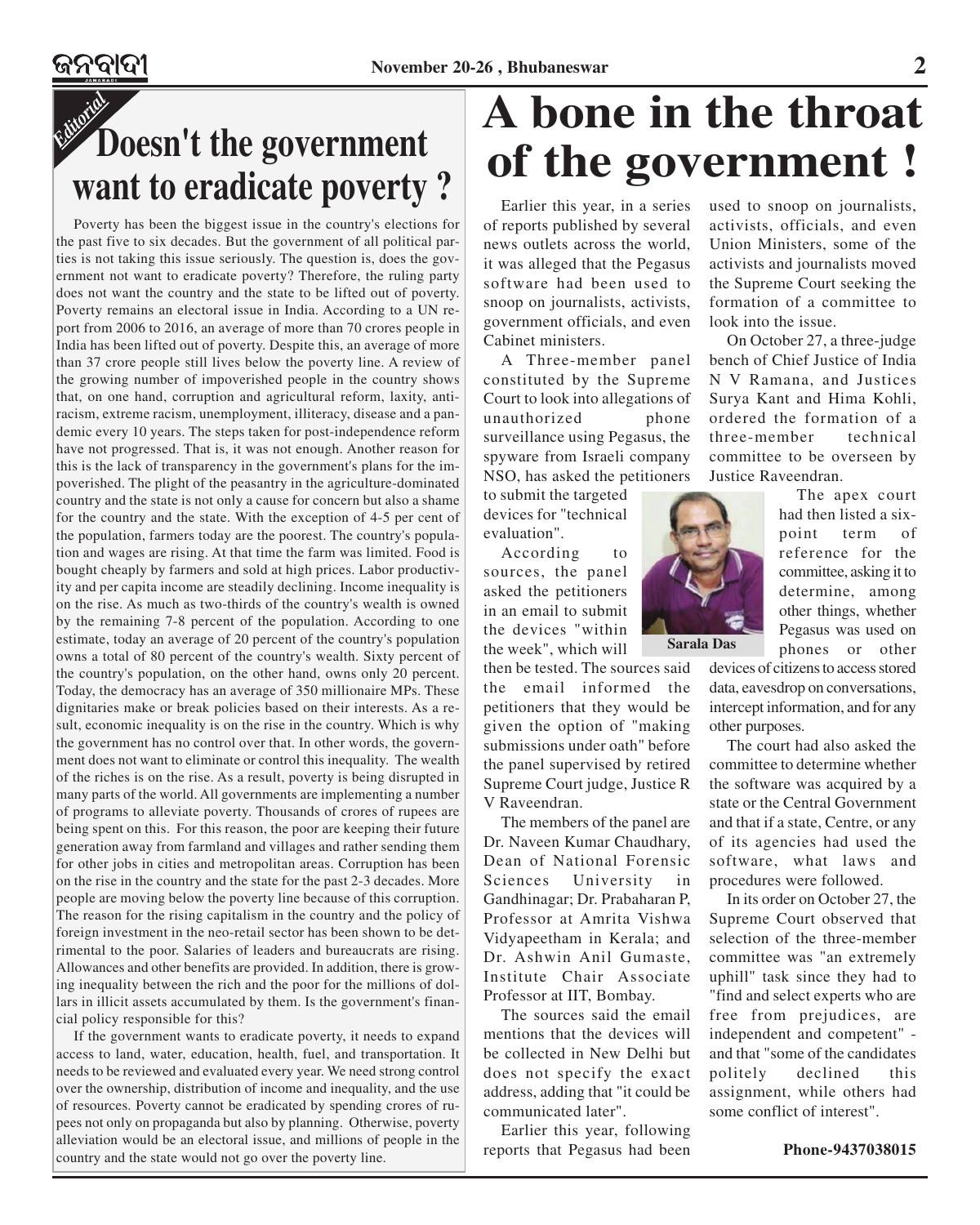*Editorial*

# Doesn't the government want to eradicate poverty ?

Poverty has been the biggest issue in the country's elections for the past five to six decades. But the government of all political parties is not taking this issue seriously. The question is, does the government not want to eradicate poverty? Therefore, the ruling party does not want the country and the state to be lifted out of poverty. Poverty remains an electoral issue in India. According to a UN report from 2006 to 2016, an average of more than 70 crores people in India has been lifted out of poverty. Despite this, an average of more than 37 crore people still lives below the poverty line. A review of the growing number of impoverished people in the country shows that, on one hand, corruption and agricultural reform, laxity, anti-racism, extreme racism, unemployment, illiteracy, disease and a pandemic every 10 years. The steps taken for post-independence reform have not progressed. That is, it was not enough. Another reason for this is the lack of transparency in the government's plans for the impoverished. The plight of the peasantry in the agriculture-dominated country and the state is not only a cause for concern but also a shame for the country and the state. With the exception of 4-5 per cent of the population, farmers today are the poorest. The country's population and wages are rising. At that time the farm was limited. Food is bought cheaply by farmers and sold at high prices. Labor productivity and per capita income are steadily declining. Income inequality is on the rise. As much as two-thirds of the country's wealth is owned by the remaining 7-8 percent of the population. According to one estimate, today an average of 20 percent of the country's population owns a total of 80 percent of the country's wealth. Sixty percent of the country's population, on the other hand, owns only 20 percent. Today, the democracy has an average of 350 millionaire MPs. These dignitaries make or break policies based on their interests. As a result, economic inequality is on the rise in the country. Which is why the government has no control over that. In other words, the government does not want to eliminate or control this inequality. The wealth of the riches is on the rise. As a result, poverty is being disrupted in many parts of the world. All governments are implementing a number of programs to alleviate poverty. Thousands of crores of rupees are being spent on this. For this reason, the poor are keeping their future generation away from farmland and villages and rather sending them for other jobs in cities and metropolitan areas. Corruption has been on the rise in the country and the state for the past 2-3 decades. More people are moving below the poverty line because of this corruption. The reason for the rising capitalism in the country and the policy of foreign investment in the neo-retail sector has been shown to be detrimental to the poor. Salaries of leaders and bureaucrats are rising. Allowances and other benefits are provided. In addition, there is growing inequality between the rich and the poor for the millions of dollars in illicit assets accumulated by them. Is the government's financial policy responsible for this?

If the government wants to eradicate poverty, it needs to expand access to land, water, education, health, fuel, and transportation. It needs to be reviewed and evaluated every year. We need strong control over the ownership, distribution of income and inequality, and the use of resources. Poverty cannot be eradicated by spending crores of rupees not only on propaganda but also by planning. Otherwise, poverty alleviation would be an electoral issue, and millions of people in the country and the state would not go over the poverty line.

# A bone in the throat of the government !

Earlier this year, in a series of reports published by several news outlets across the world, it was alleged that the Pegasus software had been used to snoop on journalists, activists, government officials, and even Cabinet ministers.

A Three-member panel constituted by the Supreme Court to look into allegations of unauthorized phone surveillance using Pegasus, the spyware from Israeli company NSO, has asked the petitioners to submit the targeted devices for "technical evaluation".

According to sources, the panel asked the petitioners in an email to submit the devices "within the week", which will then be tested. The sources said the email informed the petitioners that they would be given the option of "making submissions under oath" before the panel supervised by retired Supreme Court judge, Justice R V Raveendran.

The members of the panel are Dr. Naveen Kumar Chaudhary, Dean of National Forensic Sciences University in Gandhinagar; Dr. Prabaharan P, Professor at Amrita Vishwa Vidyapeetham in Kerala; and Dr. Ashwin Anil Gumaste, Institute Chair Associate Professor at IIT, Bombay.

The sources said the email mentions that the devices will be collected in New Delhi but does not specify the exact address, adding that "it could be communicated later".

Earlier this year, following reports that Pegasus had been used to snoop on journalists, activists, officials, and even Union Ministers, some of the activists and journalists moved the Supreme Court seeking the formation of a committee to look into the issue.

On October 27, a three-judge bench of Chief Justice of India N V Ramana, and Justices Surya Kant and Hima Kohli, ordered the formation of a three-member technical committee to be overseen by Justice Raveendran.

Sarala Das

The apex court had then listed a six-point term of reference for the committee, asking it to determine, among other things, whether Pegasus was used on phones or other devices of citizens to access stored data, eavesdrop on conversations, intercept information, and for any other purposes.

The court had also asked the committee to determine whether the software was acquired by a state or the Central Government and that if a state, Centre, or any of its agencies had used the software, what laws and procedures were followed.

In its order on October 27, the Supreme Court observed that selection of the three-member committee was "an extremely uphill" task since they had to "find and select experts who are free from prejudices, are independent and competent" - and that "some of the candidates politely declined this assignment, while others had some conflict of interest".

**Phone-9437038015**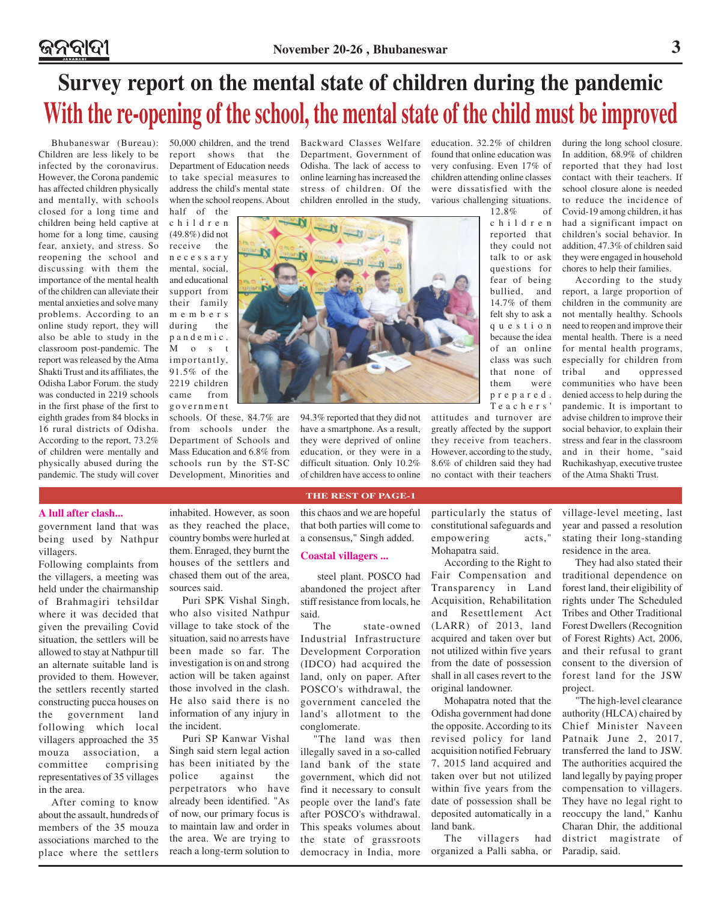# Survey report on the mental state of children during the pandemic

## With the re-opening of the school, the mental state of the child must be improved

Bhubaneswar (Bureau): Children are less likely to be infected by the coronavirus. However, the Corona pandemic has affected children physically and mentally, with schools closed for a long time and children being held captive at home for a long time, causing fear, anxiety, and stress. So reopening the school and discussing with them the importance of the mental health of the children can alleviate their mental anxieties and solve many problems. According to an online study report, they will also be able to study in the classroom post-pandemic. The report was released by the Atma Shakti Trust and its affiliates, the Odisha Labor Forum. the study was conducted in 2219 schools in the first phase of the first to eighth grades from 84 blocks in 16 rural districts of Odisha. According to the report, 73.2% of children were mentally and physically abused during the pandemic. The study will cover 50,000 children, and the trend report shows that the Department of Education needs to take special measures to address the child's mental state when the school reopens. About half of the children (49.8%) did not receive the necessary mental, social, and educational support from their family members during the pandemic. Most importantly, 91.5% of the 2219 children came from government schools. Of these, 84.7% are from schools under the Department of Schools and Mass Education and 6.8% from schools run by the ST-SC Development, Minorities and Backward Classes Welfare Department, Government of Odisha. The lack of access to online learning has increased the stress of children. Of the children enrolled in the study, 94.3% reported that they did not have a smartphone. As a result, they were deprived of online education, or they were in a difficult situation. Only 10.2% of children have access to online education. 32.2% of children found that online education was very confusing. Even 17% of children attending online classes were dissatisfied with the various challenging situations. 12.8% of children reported that they could not talk to or ask questions for fear of being bullied, and 14.7% of them felt shy to ask a question because the idea of an online class was such that none of them were prepared. Teachers' attitudes and turnover are greatly affected by the support they receive from teachers. However, according to the study, 8.6% of children said they had no contact with their teachers during the long school closure. In addition, 68.9% of children reported that they had lost contact with their teachers. If school closure alone is needed to reduce the incidence of Covid-19 among children, it has had a significant impact on children's social behavior. In addition, 47.3% of children said they were engaged in household chores to help their families.

According to the study report, a large proportion of children in the community are not mentally healthy. Schools need to reopen and improve their mental health. There is a need for mental health programs, especially for children from tribal and oppressed communities who have been denied access to help during the pandemic. It is important to advise children to improve their social behavior, to explain their stress and fear in the classroom and in their home, "said Ruchikashyap, executive trustee of the Atma Shakti Trust.

---

**THE REST OF PAGE-1**

### A lull after clash...

government land that was being used by Nathpur villagers.

Following complaints from the villagers, a meeting was held under the chairmanship of Brahmagiri tehsildar where it was decided that given the prevailing Covid situation, the settlers will be allowed to stay at Nathpur till an alternate suitable land is provided to them. However, the settlers recently started constructing pucca houses on the government land following which local villagers approached the 35 mouza association, a committee comprising representatives of 35 villages in the area.

After coming to know about the assault, hundreds of members of the 35 mouza associations marched to the place where the settlers inhabited. However, as soon as they reached the place, country bombs were hurled at them. Enraged, they burnt the houses of the settlers and chased them out of the area, sources said.

Puri SPK Vishal Singh, who also visited Nathpur village to take stock of the situation, said no arrests have been made so far. The investigation is on and strong action will be taken against those involved in the clash. He also said there is no information of any injury in the incident.

Puri SP Kanwar Vishal Singh said stern legal action has been initiated by the police against the perpetrators who have already been identified. "As of now, our primary focus is to maintain law and order in the area. We are trying to reach a long-term solution to this chaos and we are hopeful that both parties will come to a consensus," Singh added.

### Coastal villagers ...

steel plant. POSCO had abandoned the project after stiff resistance from locals, he said.

The state-owned Industrial Infrastructure Development Corporation (IDCO) had acquired the land, only on paper. After POSCO's withdrawal, the government canceled the land's allotment to the conglomerate.

"The land was then illegally saved in a so-called land bank of the state government, which did not find it necessary to consult people over the land's fate after POSCO's withdrawal. This speaks volumes about the state of grassroots democracy in India, more particularly the status of constitutional safeguards and empowering acts," Mohapatra said.

According to the Right to Fair Compensation and Transparency in Land Acquisition, Rehabilitation and Resettlement Act (LARR) of 2013, land acquired and taken over but not utilized within five years from the date of possession shall in all cases revert to the original landowner.

Mohapatra noted that the Odisha government had done the opposite. According to its revised policy for land acquisition notified February 7, 2015 land acquired and taken over but not utilized within five years from the date of possession shall be deposited automatically in a land bank.

The villagers had organized a Palli sabha, or village-level meeting, last year and passed a resolution stating their long-standing residence in the area.

They had also stated their traditional dependence on forest land, their eligibility of rights under The Scheduled Tribes and Other Traditional Forest Dwellers (Recognition of Forest Rights) Act, 2006, and their refusal to grant consent to the diversion of forest land for the JSW project.

"The high-level clearance authority (HLCA) chaired by Chief Minister Naveen Patnaik June 2, 2017, transferred the land to JSW. The authorities acquired the land legally by paying proper compensation to villagers. They have no legal right to reoccupy the land," Kanhu Charan Dhir, the additional district magistrate of Paradip, said.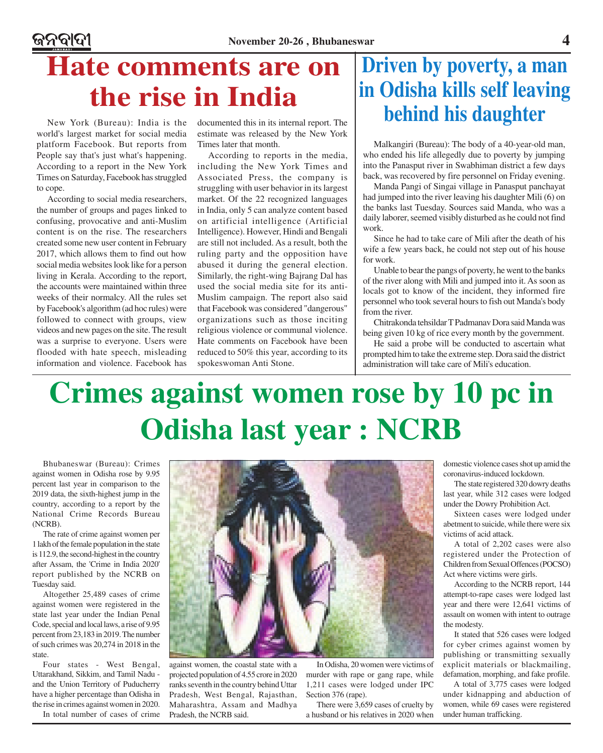# Hate comments are on the rise in India

New York (Bureau): India is the world's largest market for social media platform Facebook. But reports from People say that's just what's happening. According to a report in the New York Times on Saturday, Facebook has struggled to cope.

According to social media researchers, the number of groups and pages linked to confusing, provocative and anti-Muslim content is on the rise. The researchers created some new user content in February 2017, which allows them to find out how social media websites look like for a person living in Kerala. According to the report, the accounts were maintained within three weeks of their normalcy. All the rules set by Facebook's algorithm (ad hoc rules) were followed to connect with groups, view videos and new pages on the site. The result was a surprise to everyone. Users were flooded with hate speech, misleading information and violence. Facebook has documented this in its internal report. The estimate was released by the New York Times later that month.

According to reports in the media, including the New York Times and Associated Press, the company is struggling with user behavior in its largest market. Of the 22 recognized languages in India, only 5 can analyze content based on artificial intelligence (Artificial Intelligence). However, Hindi and Bengali are still not included. As a result, both the ruling party and the opposition have abused it during the general election. Similarly, the right-wing Bajrang Dal has used the social media site for its anti-Muslim campaign. The report also said that Facebook was considered "dangerous" organizations such as those inciting religious violence or communal violence. Hate comments on Facebook have been reduced to 50% this year, according to its spokeswoman Anti Stone.

# Driven by poverty, a man in Odisha kills self leaving behind his daughter

Malkangiri (Bureau): The body of a 40-year-old man, who ended his life allegedly due to poverty by jumping into the Panasput river in Swabhiman district a few days back, was recovered by fire personnel on Friday evening.

Manda Pangi of Singai village in Panasput panchayat had jumped into the river leaving his daughter Mili (6) on the banks last Tuesday. Sources said Manda, who was a daily laborer, seemed visibly disturbed as he could not find work.

Since he had to take care of Mili after the death of his wife a few years back, he could not step out of his house for work.

Unable to bear the pangs of poverty, he went to the banks of the river along with Mili and jumped into it. As soon as locals got to know of the incident, they informed fire personnel who took several hours to fish out Manda's body from the river.

Chitrakonda tehsildar T Padmanav Dora said Manda was being given 10 kg of rice every month by the government.

He said a probe will be conducted to ascertain what prompted him to take the extreme step. Dora said the district administration will take care of Mili's education.

# Crimes against women rose by 10 pc in Odisha last year : NCRB

Bhubaneswar (Bureau): Crimes against women in Odisha rose by 9.95 percent last year in comparison to the 2019 data, the sixth-highest jump in the country, according to a report by the National Crime Records Bureau (NCRB).

The rate of crime against women per 1 lakh of the female population in the state is 112.9, the second-highest in the country after Assam, the 'Crime in India 2020' report published by the NCRB on Tuesday said.

Altogether 25,489 cases of crime against women were registered in the state last year under the Indian Penal Code, special and local laws, a rise of 9.95 percent from 23,183 in 2019. The number of such crimes was 20,274 in 2018 in the state.

Four states - West Bengal, Uttarakhand, Sikkim, and Tamil Nadu - and the Union Territory of Puducherry have a higher percentage than Odisha in the rise in crimes against women in 2020.

In total number of cases of crime against women, the coastal state with a projected population of 4.55 crore in 2020 ranks seventh in the country behind Uttar Pradesh, West Bengal, Rajasthan, Maharashtra, Assam and Madhya Pradesh, the NCRB said.

In Odisha, 20 women were victims of murder with rape or gang rape, while 1,211 cases were lodged under IPC Section 376 (rape).

There were 3,659 cases of cruelty by a husband or his relatives in 2020 when domestic violence cases shot up amid the coronavirus-induced lockdown.

The state registered 320 dowry deaths last year, while 312 cases were lodged under the Dowry Prohibition Act.

Sixteen cases were lodged under abetment to suicide, while there were six victims of acid attack.

A total of 2,202 cases were also registered under the Protection of Children from Sexual Offences (POCSO) Act where victims were girls.

According to the NCRB report, 144 attempt-to-rape cases were lodged last year and there were 12,641 victims of assault on women with intent to outrage the modesty.

It stated that 526 cases were lodged for cyber crimes against women by publishing or transmitting sexually explicit materials or blackmailing, defamation, morphing, and fake profile.

A total of 3,775 cases were lodged under kidnapping and abduction of women, while 69 cases were registered under human trafficking.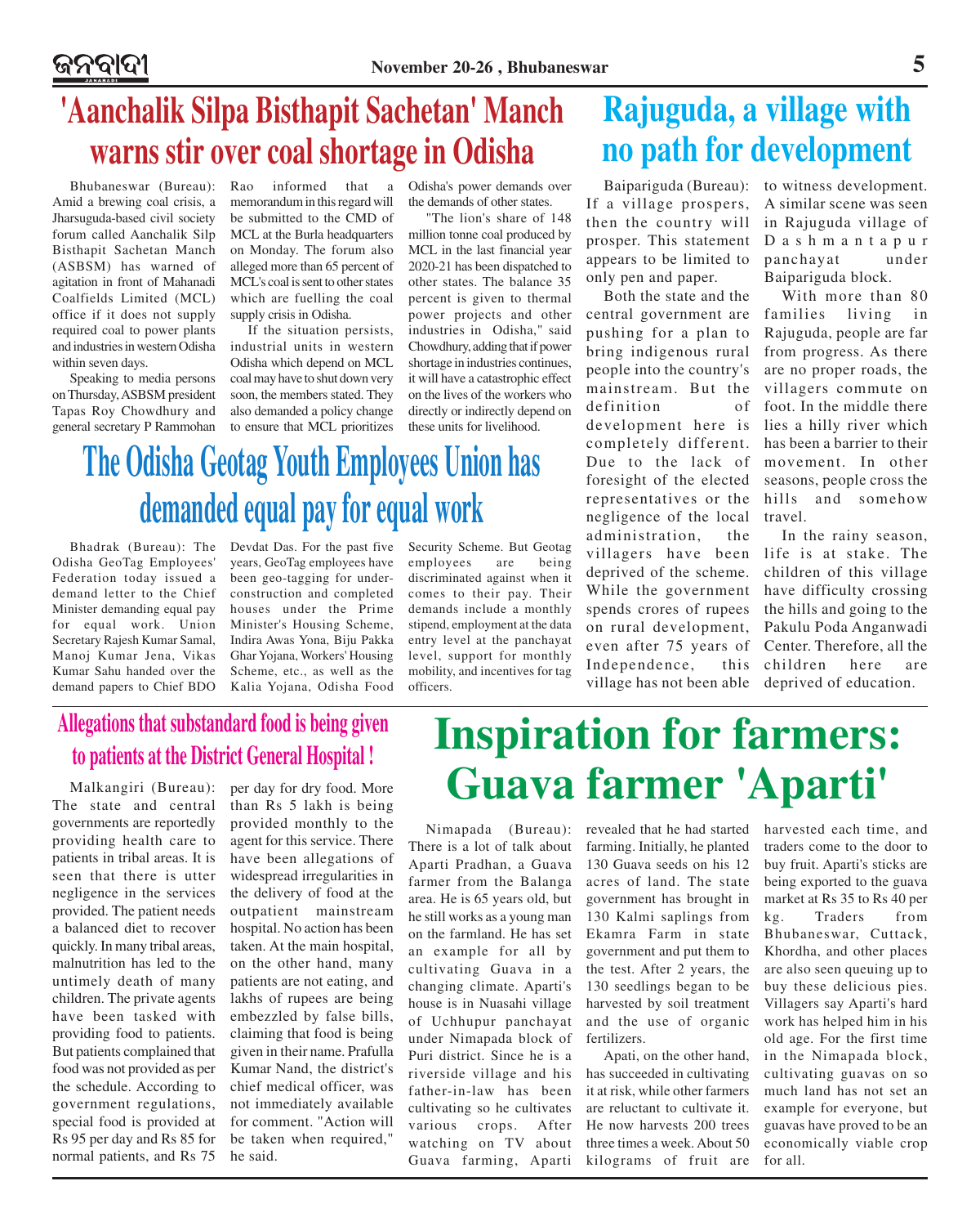# 'Aanchalik Silpa Bisthapit Sachetan' Manch warns stir over coal shortage in Odisha

Bhubaneswar (Bureau): Amid a brewing coal crisis, a Jharsuguda-based civil society forum called Aanchalik Silp Bisthapit Sachetan Manch (ASBSM) has warned of agitation in front of Mahanadi Coalfields Limited (MCL) office if it does not supply required coal to power plants and industries in western Odisha within seven days.

Speaking to media persons on Thursday, ASBSM president Tapas Roy Chowdhury and general secretary P Rammohan Rao informed that a memorandum in this regard will be submitted to the CMD of MCL at the Burla headquarters on Monday. The forum also alleged more than 65 percent of MCL's coal is sent to other states which are fuelling the coal supply crisis in Odisha.

If the situation persists, industrial units in western Odisha which depend on MCL coal may have to shut down very soon, the members stated. They also demanded a policy change to ensure that MCL prioritizes Odisha's power demands over the demands of other states.

"The lion's share of 148 million tonne coal produced by MCL in the last financial year 2020-21 has been dispatched to other states. The balance 35 percent is given to thermal power projects and other industries in Odisha," said Chowdhury, adding that if power shortage in industries continues, it will have a catastrophic effect on the lives of the workers who directly or indirectly depend on these units for livelihood.

# The Odisha Geotag Youth Employees Union has demanded equal pay for equal work

Bhadrak (Bureau): The Odisha GeoTag Employees' Federation today issued a demand letter to the Chief Minister demanding equal pay for equal work. Union Secretary Rajesh Kumar Samal, Manoj Kumar Jena, Vikas Kumar Sahu handed over the demand papers to Chief BDO Devdat Das. For the past five years, GeoTag employees have been geo-tagging for under-construction and completed houses under the Prime Minister's Housing Scheme, Indira Awas Yona, Biju Pakka Ghar Yojana, Workers' Housing Scheme, etc., as well as the Kalia Yojana, Odisha Food Security Scheme. But Geotag employees are being discriminated against when it comes to their pay. Their demands include a monthly stipend, employment at the data entry level at the panchayat level, support for monthly mobility, and incentives for tag officers.

# Rajuguda, a village with no path for development

Baipariguda (Bureau): If a village prospers, then the country will prosper. This statement appears to be limited to only pen and paper.

Both the state and the central government are pushing for a plan to bring indigenous rural people into the country's mainstream. But the definition of development here is completely different. Due to the lack of foresight of the elected representatives or the negligence of the local administration, the villagers have been deprived of the scheme. While the government spends crores of rupees on rural development, even after 75 years of Independence, this village has not been able to witness development. A similar scene was seen in Rajuguda village of Dashmantapur panchayat under Baipariguda block.

With more than 80 families living in Rajuguda, people are far from progress. As there are no proper roads, the villagers commute on foot. In the middle there lies a hilly river which has been a barrier to their movement. In other seasons, people cross the hills and somehow travel.

In the rainy season, life is at stake. The children of this village have difficulty crossing the hills and going to the Pakulu Poda Anganwadi Center. Therefore, all the children here are deprived of education.

## Allegations that substandard food is being given to patients at the District General Hospital !

Malkangiri (Bureau): The state and central governments are reportedly providing health care to patients in tribal areas. It is seen that there is utter negligence in the services provided. The patient needs a balanced diet to recover quickly. In many tribal areas, malnutrition has led to the untimely death of many children. The private agents have been tasked with providing food to patients. But patients complained that food was not provided as per the schedule. According to government regulations, special food is provided at Rs 95 per day and Rs 85 for normal patients, and Rs 75 per day for dry food. More than Rs 5 lakh is being provided monthly to the agent for this service. There have been allegations of widespread irregularities in the delivery of food at the outpatient mainstream hospital. No action has been taken. At the main hospital, on the other hand, many patients are not eating, and lakhs of rupees are being embezzled by false bills, claiming that food is being given in their name. Prafulla Kumar Nand, the district's chief medical officer, was not immediately available for comment. "Action will be taken when required," he said.

# Inspiration for farmers: Guava farmer 'Aparti'

Nimapada (Bureau): There is a lot of talk about Aparti Pradhan, a Guava farmer from the Balanga area. He is 65 years old, but he still works as a young man on the farmland. He has set an example for all by cultivating Guava in a changing climate. Aparti's house is in Nuasahi village of Uchhupur panchayat under Nimapada block of Puri district. Since he is a riverside village and his father-in-law has been cultivating so he cultivates various crops. After watching on TV about Guava farming, Aparti revealed that he had started farming. Initially, he planted 130 Guava seeds on his 12 acres of land. The state government has brought in 130 Kalmi saplings from Ekamra Farm in state government and put them to the test. After 2 years, the 130 seedlings began to be harvested by soil treatment and the use of organic fertilizers.

Apati, on the other hand, has succeeded in cultivating it at risk, while other farmers are reluctant to cultivate it. He now harvests 200 trees three times a week. About 50 kilograms of fruit are harvested each time, and traders come to the door to buy fruit. Aparti's sticks are being exported to the guava market at Rs 35 to Rs 40 per kg. Traders from Bhubaneswar, Cuttack, Khordha, and other places are also seen queuing up to buy these delicious pies. Villagers say Aparti's hard work has helped him in his old age. For the first time in the Nimapada block, cultivating guavas on so much land has not set an example for everyone, but guavas have proved to be an economically viable crop for all.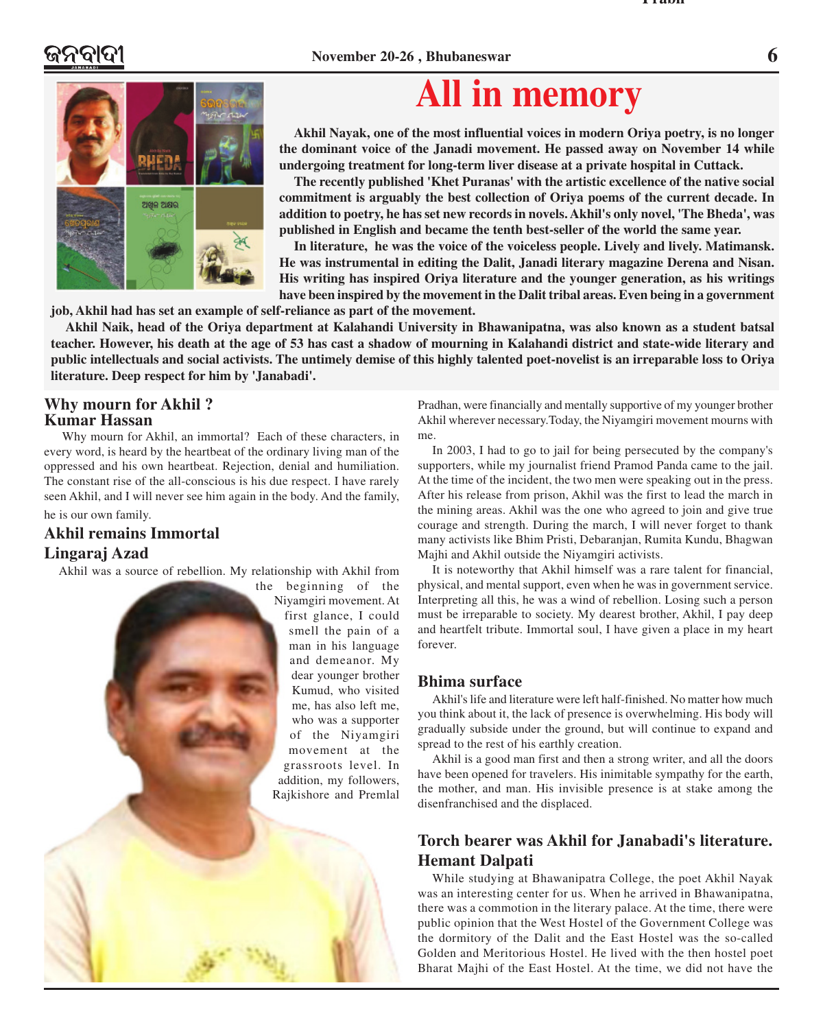# All in memory

**Akhil Nayak, one of the most influential voices in modern Oriya poetry, is no longer the dominant voice of the Janadi movement. He passed away on November 14 while undergoing treatment for long-term liver disease at a private hospital in Cuttack.**

**The recently published 'Khet Puranas' with the artistic excellence of the native social commitment is arguably the best collection of Oriya poems of the current decade. In addition to poetry, he has set new records in novels. Akhil's only novel, 'The Bheda', was published in English and became the tenth best-seller of the world the same year.**

**In literature, he was the voice of the voiceless people. Lively and lively. Matimansk. He was instrumental in editing the Dalit, Janadi literary magazine Derena and Nisan. His writing has inspired Oriya literature and the younger generation, as his writings have been inspired by the movement in the Dalit tribal areas. Even being in a government job, Akhil had has set an example of self-reliance as part of the movement.**

**Akhil Naik, head of the Oriya department at Kalahandi University in Bhawanipatna, was also known as a student batsal teacher. However, his death at the age of 53 has cast a shadow of mourning in Kalahandi district and state-wide literary and public intellectuals and social activists. The untimely demise of this highly talented poet-novelist is an irreparable loss to Oriya literature. Deep respect for him by 'Janabadi'.**

## Why mourn for Akhil ?
## Kumar Hassan

Why mourn for Akhil, an immortal? Each of these characters, in every word, is heard by the heartbeat of the ordinary living man of the oppressed and his own heartbeat. Rejection, denial and humiliation. The constant rise of the all-conscious is his due respect. I have rarely seen Akhil, and I will never see him again in the body. And the family, he is our own family.

## Akhil remains Immortal
## Lingaraj Azad

Akhil was a source of rebellion. My relationship with Akhil from the beginning of the Niyamgiri movement. At first glance, I could smell the pain of a man in his language and demeanor. My dear younger brother Kumud, who visited me, has also left me, who was a supporter of the Niyamgiri movement at the grassroots level. In addition, my followers, Rajkishore and Premlal Pradhan, were financially and mentally supportive of my younger brother Akhil wherever necessary.Today, the Niyamgiri movement mourns with me.

In 2003, I had to go to jail for being persecuted by the company's supporters, while my journalist friend Pramod Panda came to the jail. At the time of the incident, the two men were speaking out in the press. After his release from prison, Akhil was the first to lead the march in the mining areas. Akhil was the one who agreed to join and give true courage and strength. During the march, I will never forget to thank many activists like Bhim Pristi, Debaranjan, Rumita Kundu, Bhagwan Majhi and Akhil outside the Niyamgiri activists.

It is noteworthy that Akhil himself was a rare talent for financial, physical, and mental support, even when he was in government service. Interpreting all this, he was a wind of rebellion. Losing such a person must be irreparable to society. My dearest brother, Akhil, I pay deep and heartfelt tribute. Immortal soul, I have given a place in my heart forever.

## Bhima surface

Akhil's life and literature were left half-finished. No matter how much you think about it, the lack of presence is overwhelming. His body will gradually subside under the ground, but will continue to expand and spread to the rest of his earthly creation.

Akhil is a good man first and then a strong writer, and all the doors have been opened for travelers. His inimitable sympathy for the earth, the mother, and man. His invisible presence is at stake among the disenfranchised and the displaced.

## Torch bearer was Akhil for Janabadi's literature.
## Hemant Dalpati

While studying at Bhawanipatra College, the poet Akhil Nayak was an interesting center for us. When he arrived in Bhawanipatna, there was a commotion in the literary palace. At the time, there were public opinion that the West Hostel of the Government College was the dormitory of the Dalit and the East Hostel was the so-called Golden and Meritorious Hostel. He lived with the then hostel poet Bharat Majhi of the East Hostel. At the time, we did not have the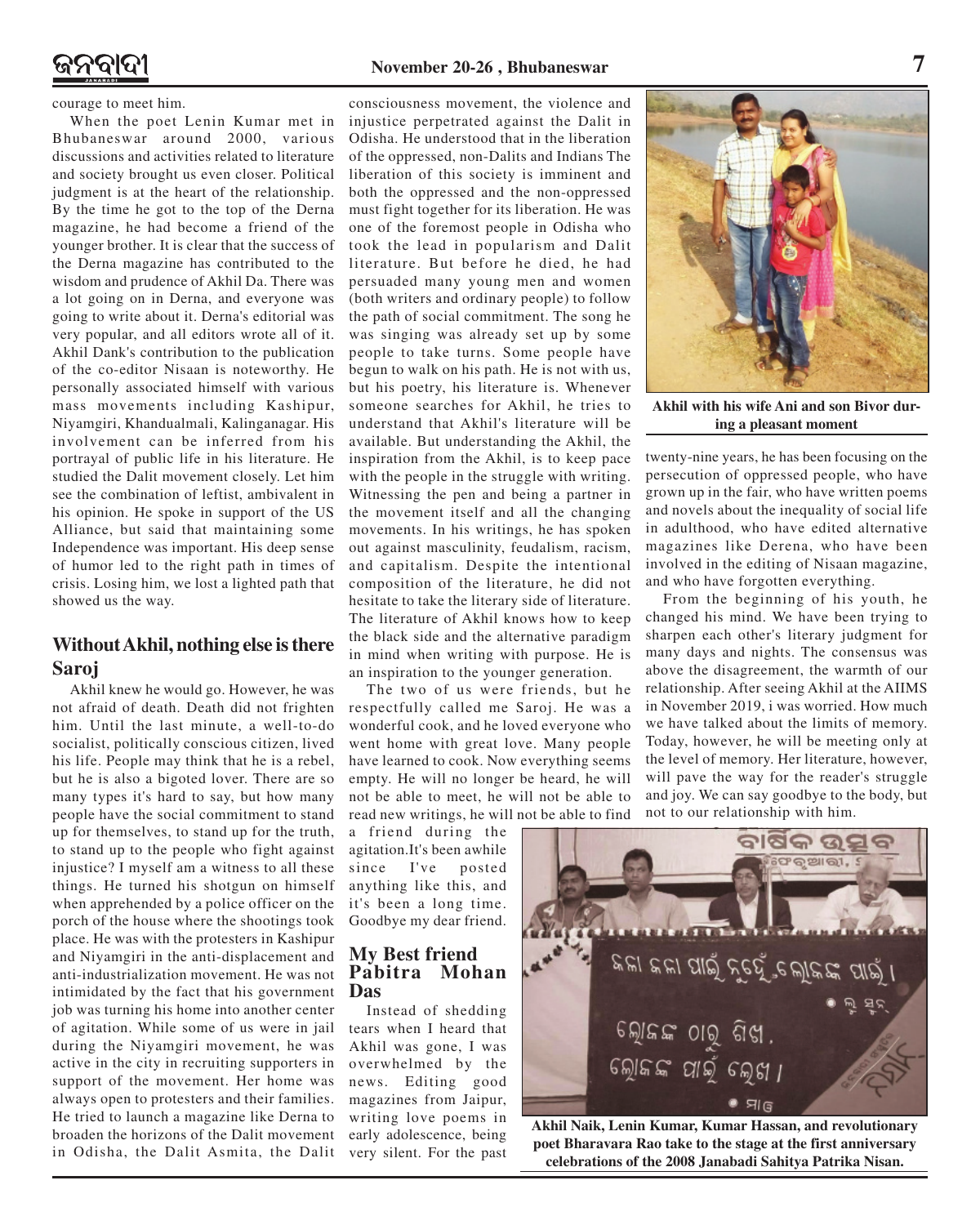courage to meet him.

When the poet Lenin Kumar met in Bhubaneswar around 2000, various discussions and activities related to literature and society brought us even closer. Political judgment is at the heart of the relationship. By the time he got to the top of the Derna magazine, he had become a friend of the younger brother. It is clear that the success of the Derna magazine has contributed to the wisdom and prudence of Akhil Da. There was a lot going on in Derna, and everyone was going to write about it. Derna's editorial was very popular, and all editors wrote all of it. Akhil Dank's contribution to the publication of the co-editor Nisaan is noteworthy. He personally associated himself with various mass movements including Kashipur, Niyamgiri, Khandualmali, Kalinganagar. His involvement can be inferred from his portrayal of public life in his literature. He studied the Dalit movement closely. Let him see the combination of leftist, ambivalent in his opinion. He spoke in support of the US Alliance, but said that maintaining some Independence was important. His deep sense of humor led to the right path in times of crisis. Losing him, we lost a lighted path that showed us the way.

## Without Akhil, nothing else is there

### Saroj

Akhil knew he would go. However, he was not afraid of death. Death did not frighten him. Until the last minute, a well-to-do socialist, politically conscious citizen, lived his life. People may think that he is a rebel, but he is also a bigoted lover. There are so many types it's hard to say, but how many people have the social commitment to stand up for themselves, to stand up for the truth, to stand up to the people who fight against injustice? I myself am a witness to all these things. He turned his shotgun on himself when apprehended by a police officer on the porch of the house where the shootings took place. He was with the protesters in Kashipur and Niyamgiri in the anti-displacement and anti-industrialization movement. He was not intimidated by the fact that his government job was turning his home into another center of agitation. While some of us were in jail during the Niyamgiri movement, he was active in the city in recruiting supporters in support of the movement. Her home was always open to protesters and their families. He tried to launch a magazine like Derna to broaden the horizons of the Dalit movement in Odisha, the Dalit Asmita, the Dalit consciousness movement, the violence and injustice perpetrated against the Dalit in Odisha. He understood that in the liberation of the oppressed, non-Dalits and Indians The liberation of this society is imminent and both the oppressed and the non-oppressed must fight together for its liberation. He was one of the foremost people in Odisha who took the lead in popularism and Dalit literature. But before he died, he had persuaded many young men and women (both writers and ordinary people) to follow the path of social commitment. The song he was singing was already set up by some people to take turns. Some people have begun to walk on his path. He is not with us, but his poetry, his literature is. Whenever someone searches for Akhil, he tries to understand that Akhil's literature will be available. But understanding the Akhil, the inspiration from the Akhil, is to keep pace with the people in the struggle with writing. Witnessing the pen and being a partner in the movement itself and all the changing movements. In his writings, he has spoken out against masculinity, feudalism, racism, and capitalism. Despite the intentional composition of the literature, he did not hesitate to take the literary side of literature. The literature of Akhil knows how to keep the black side and the alternative paradigm in mind when writing with purpose. He is an inspiration to the younger generation.

The two of us were friends, but he respectfully called me Saroj. He was a wonderful cook, and he loved everyone who went home with great love. Many people have learned to cook. Now everything seems empty. He will no longer be heard, he will not be able to meet, he will not be able to read new writings, he will not be able to find a friend during the agitation.It's been awhile since I've posted anything like this, and it's been a long time. Goodbye my dear friend.

### My Best friend Pabitra Mohan Das

Instead of shedding tears when I heard that Akhil was gone, I was overwhelmed by the news. Editing good magazines from Jaipur, writing love poems in early adolescence, being very silent. For the past twenty-nine years, he has been focusing on the persecution of oppressed people, who have grown up in the fair, who have written poems and novels about the inequality of social life in adulthood, who have edited alternative magazines like Derena, who have been involved in the editing of Nisaan magazine, and who have forgotten everything.

From the beginning of his youth, he changed his mind. We have been trying to sharpen each other's literary judgment for many days and nights. The consensus was above the disagreement, the warmth of our relationship. After seeing Akhil at the AIIMS in November 2019, i was worried. How much we have talked about the limits of memory. Today, however, he will be meeting only at the level of memory. Her literature, however, will pave the way for the reader's struggle and joy. We can say goodbye to the body, but not to our relationship with him.

**Akhil with his wife Ani and son Bivor during a pleasant moment**

**Akhil Naik, Lenin Kumar, Kumar Hassan, and revolutionary poet Bharavara Rao take to the stage at the first anniversary celebrations of the 2008 Janabadi Sahitya Patrika Nisan.**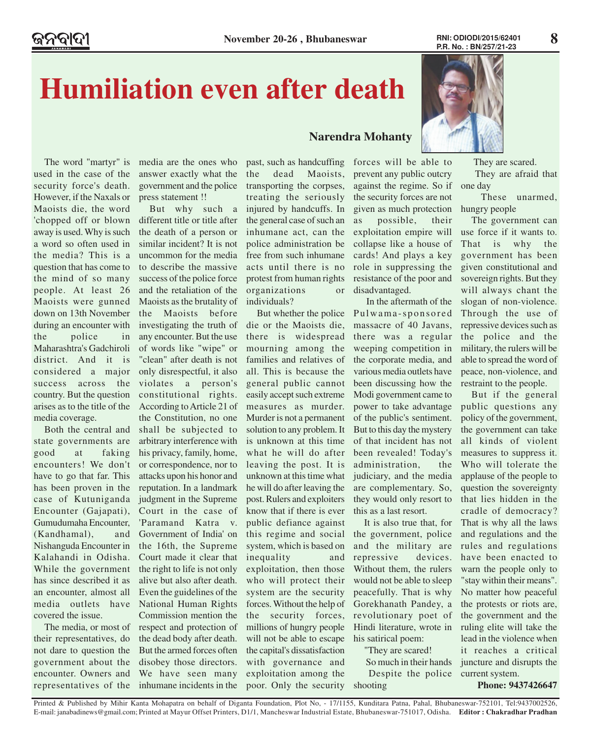# Humiliation even after death

**Narendra Mohanty**

The word "martyr" is used in the case of the security force's death. However, if the Naxals or Maoists die, the word 'chopped off or blown away is used. Why is such a word so often used in the media? This is a question that has come to the mind of so many people. At least 26 Maoists were gunned down on 13th November during an encounter with the police in Maharashtra's Gadchiroli district. And it is considered a major success across the country. But the question arises as to the title of the media coverage.

Both the central and state governments are good at faking encounters! We don't have to go that far. This has been proven in the case of Kutuniganda Encounter (Gajapati), Gumudumaha Encounter, (Kandhamal), and Nishanguda Encounter in Kalahandi in Odisha. While the government has since described it as an encounter, almost all media outlets have covered the issue.

The media, or most of their representatives, do not dare to question the government about the encounter. Owners and representatives of the media are the ones who answer exactly what the government and the police press statement !!

But why such a different title or title after the death of a person or similar incident? It is not uncommon for the media to describe the massive success of the police force and the retaliation of the Maoists as the brutality of the Maoists before investigating the truth of any encounter. But the use of words like "wipe" or "clean" after death is not only disrespectful, it also violates a person's constitutional rights. According to Article 21 of the Constitution, no one shall be subjected to arbitrary interference with his privacy, family, home, or correspondence, nor to attacks upon his honor and reputation. In a landmark judgment in the Supreme Court in the case of 'Paramand Katra v. Government of India' on the 16th, the Supreme Court made it clear that the right to life is not only alive but also after death. Even the guidelines of the National Human Rights Commission mention the respect and protection of the dead body after death. But the armed forces often disobey those directors. We have seen many inhumane incidents in the past, such as handcuffing the dead Maoists, transporting the corpses, treating the seriously injured by handcuffs. In the general case of such an inhumane act, can the police administration be free from such inhumane acts until there is no protest from human rights organizations or individuals?

But whether the police die or the Maoists die, there is widespread mourning among the families and relatives of all. This is because the general public cannot easily accept such extreme measures as murder. Murder is not a permanent solution to any problem. It is unknown at this time what he will do after leaving the post. It is unknown at this time what he will do after leaving the post. Rulers and exploiters know that if there is ever public defiance against this regime and social system, which is based on inequality and exploitation, then those who will protect their system are the security forces. Without the help of the security forces, millions of hungry people will not be able to escape the capital's dissatisfaction with governance and exploitation among the poor. Only the security forces will be able to prevent any public outcry against the regime. So if the security forces are not given as much protection as possible, their exploitation empire will collapse like a house of cards! And plays a key role in suppressing the resistance of the poor and disadvantaged.

In the aftermath of the Pulwama-sponsored massacre of 40 Javans, there was a regular weeping competition in the corporate media, and various media outlets have been discussing how the Modi government came to power to take advantage of the public's sentiment. But to this day the mystery of that incident has not been revealed! Today's administration, the judiciary, and the media are complementary. So, they would only resort to this as a last resort.

It is also true that, for the government, police and the military are repressive devices. Without them, the rulers would not be able to sleep peacefully. That is why Gorekhanath Pandey, a revolutionary poet of Hindi literature, wrote in his satirical poem:

"They are scared!
So much in their hands
Despite the police shooting
They are scared.
They are afraid that one day
These unarmed, hungry people

The government can use force if it wants to. That is why the government has been given constitutional and sovereign rights. But they will always chant the slogan of non-violence. Through the use of repressive devices such as the police and the military, the rulers will be able to spread the word of peace, non-violence, and restraint to the people.

But if the general public questions any policy of the government, the government can take all kinds of violent measures to suppress it. Who will tolerate the applause of the people to question the sovereignty that lies hidden in the cradle of democracy? That is why all the laws and regulations and the rules and regulations have been enacted to warn the people only to "stay within their means". No matter how peaceful the protests or riots are, the government and the ruling elite will take the lead in the violence when it reaches a critical juncture and disrupts the current system.

**Phone: 9437426647**

Printed & Published by Mihir Kanta Mohapatra on behalf of Diganta Foundation, Plot No, - 17/1155, Kunditara Patna, Pahal, Bhubaneswar-752101, Tel:9437002526, E-mail: janabadinews@gmail.com; Printed at Mayur Offset Printers, D1/1, Mancheswar Industrial Estate, Bhubaneswar-751017, Odisha. **Editor : Chakradhar Pradhan**